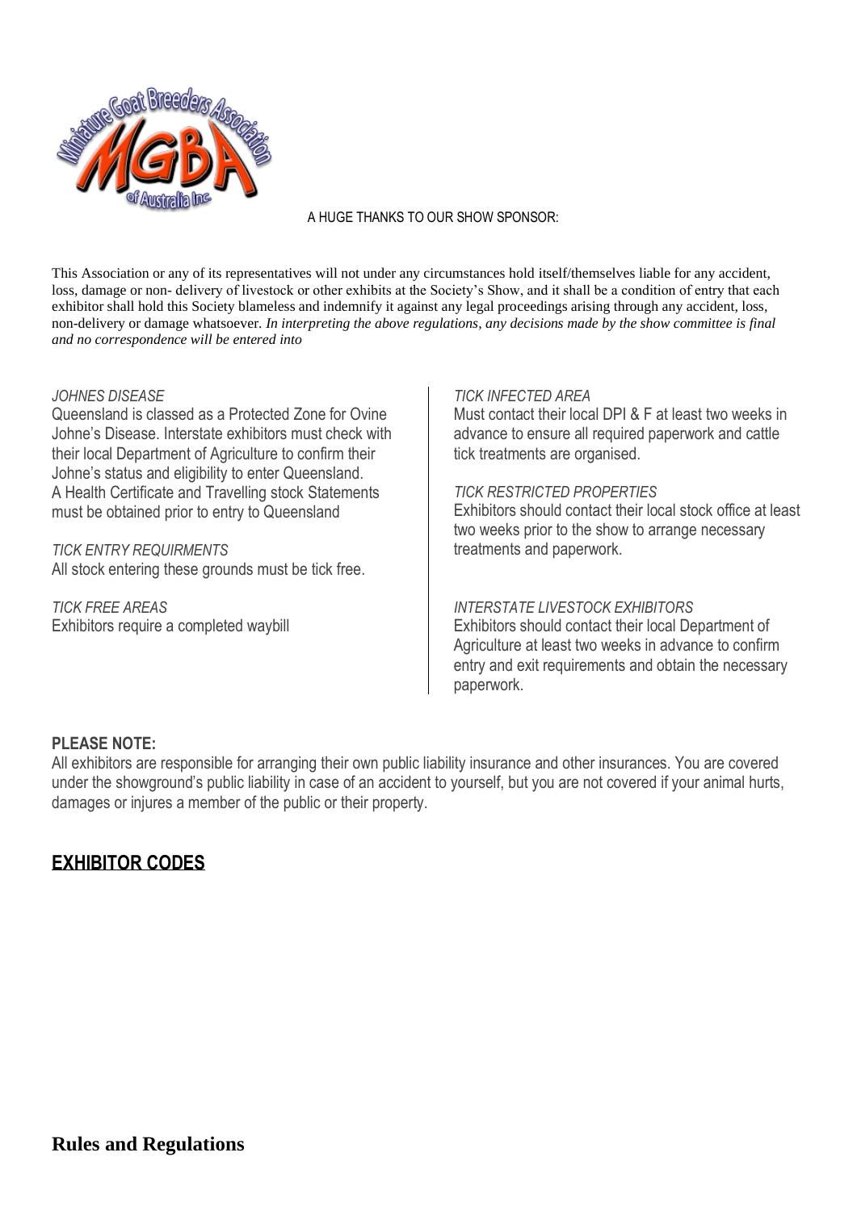A HUGE THANKS TO OUR SHOW SPONSOR:

This Association or any of its representatives will not under any circumstances hold itself/themselves liable for any accident, loss, damage or non- delivery of livestock or other exhibits at the Society's Show, and it shall be a condition of entry that each exhibitor shall hold this Society blameless and indemnify it against any legal proceedings arising through any accident, loss, non-delivery or damage whatsoever. *In interpreting the above regulations, any decisions made by the show committee is final and no correspondence will be entered into*

*JOHNES DISEASE*

Queensland is classed as a Protected Zone for Ovine Johne's Disease. Interstate exhibitors must check with their local Department of Agriculture to confirm their Johne's status and eligibility to enter Queensland. A Health Certificate and Travelling stock Statements must be obtained prior to entry to Queensland

*TICK ENTRY REQUIRMENTS*

All stock entering these grounds must be tick free.

*TICK FREE AREAS*

Exhibitors require a completed waybill

*TICK INFECTED AREA*

Must contact their local DPI & F at least two weeks in advance to ensure all required paperwork and cattle tick treatments are organised.

*TICK RESTRICTED PROPERTIES*

Exhibitors should contact their local stock office at least two weeks prior to the show to arrange necessary treatments and paperwork.

*INTERSTATE LIVESTOCK EXHIBITORS*

Exhibitors should contact their local Department of Agriculture at least two weeks in advance to confirm entry and exit requirements and obtain the necessary paperwork.

**PLEASE NOTE:**

All exhibitors are responsible for arranging their own public liability insurance and other insurances. You are covered under the showground's public liability in case of an accident to yourself, but you are not covered if your animal hurts, damages or injures a member of the public or their property.

## EXHIBITOR CODES

## Rules and Regulations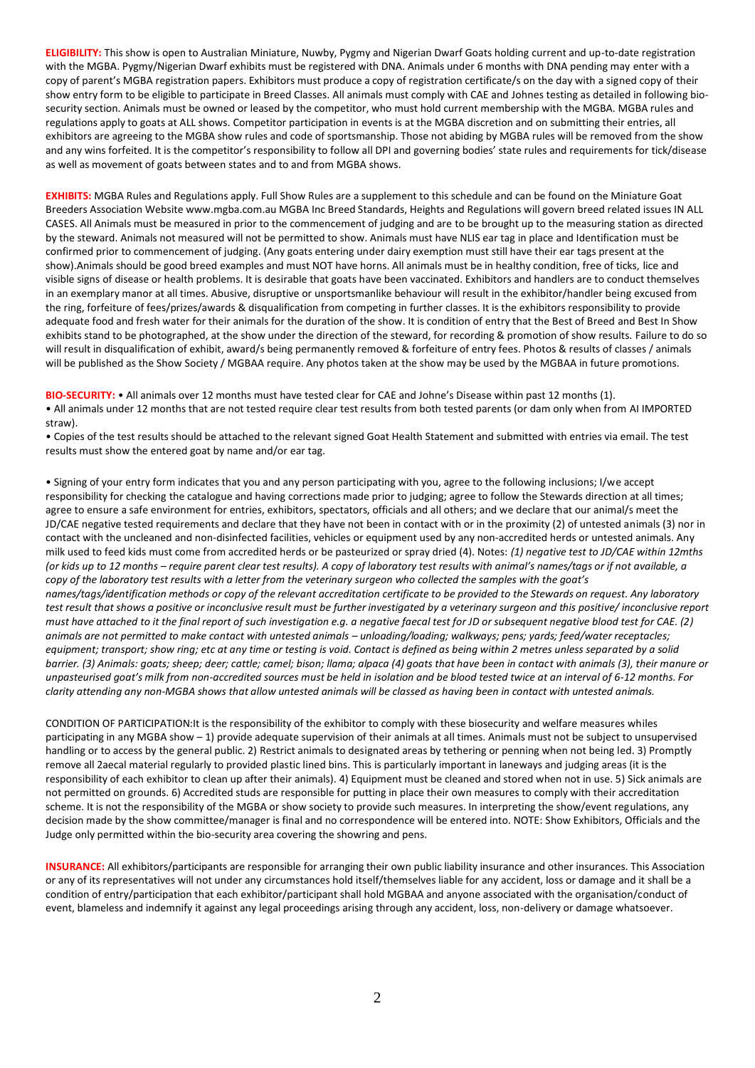**ELIGIBILITY:** This show is open to Australian Miniature, Nuwby, Pygmy and Nigerian Dwarf Goats holding current and up-to-date registration with the MGBA. Pygmy/Nigerian Dwarf exhibits must be registered with DNA. Animals under 6 months with DNA pending may enter with a copy of parent's MGBA registration papers. Exhibitors must produce a copy of registration certificate/s on the day with a signed copy of their show entry form to be eligible to participate in Breed Classes. All animals must comply with CAE and Johnes testing as detailed in following bio-security section. Animals must be owned or leased by the competitor, who must hold current membership with the MGBA. MGBA rules and regulations apply to goats at ALL shows. Competitor participation in events is at the MGBA discretion and on submitting their entries, all exhibitors are agreeing to the MGBA show rules and code of sportsmanship. Those not abiding by MGBA rules will be removed from the show and any wins forfeited. It is the competitor's responsibility to follow all DPI and governing bodies' state rules and requirements for tick/disease as well as movement of goats between states and to and from MGBA shows.

**EXHIBITS:** MGBA Rules and Regulations apply. Full Show Rules are a supplement to this schedule and can be found on the Miniature Goat Breeders Association Website www.mgba.com.au MGBA Inc Breed Standards, Heights and Regulations will govern breed related issues IN ALL CASES. All Animals must be measured in prior to the commencement of judging and are to be brought up to the measuring station as directed by the steward. Animals not measured will not be permitted to show. Animals must have NLIS ear tag in place and Identification must be confirmed prior to commencement of judging. (Any goats entering under dairy exemption must still have their ear tags present at the show).Animals should be good breed examples and must NOT have horns. All animals must be in healthy condition, free of ticks, lice and visible signs of disease or health problems. It is desirable that goats have been vaccinated. Exhibitors and handlers are to conduct themselves in an exemplary manor at all times. Abusive, disruptive or unsportsmanlike behaviour will result in the exhibitor/handler being excused from the ring, forfeiture of fees/prizes/awards & disqualification from competing in further classes. It is the exhibitors responsibility to provide adequate food and fresh water for their animals for the duration of the show. It is condition of entry that the Best of Breed and Best In Show exhibits stand to be photographed, at the show under the direction of the steward, for recording & promotion of show results. Failure to do so will result in disqualification of exhibit, award/s being permanently removed & forfeiture of entry fees. Photos & results of classes / animals will be published as the Show Society / MGBAA require. Any photos taken at the show may be used by the MGBAA in future promotions.

**BIO-SECURITY:** • All animals over 12 months must have tested clear for CAE and Johne's Disease within past 12 months (1).
• All animals under 12 months that are not tested require clear test results from both tested parents (or dam only when from AI IMPORTED straw).
• Copies of the test results should be attached to the relevant signed Goat Health Statement and submitted with entries via email. The test results must show the entered goat by name and/or ear tag.

• Signing of your entry form indicates that you and any person participating with you, agree to the following inclusions; I/we accept responsibility for checking the catalogue and having corrections made prior to judging; agree to follow the Stewards direction at all times; agree to ensure a safe environment for entries, exhibitors, spectators, officials and all others; and we declare that our animal/s meet the JD/CAE negative tested requirements and declare that they have not been in contact with or in the proximity (2) of untested animals (3) nor in contact with the uncleaned and non-disinfected facilities, vehicles or equipment used by any non-accredited herds or untested animals. Any milk used to feed kids must come from accredited herds or be pasteurized or spray dried (4). Notes: *(1) negative test to JD/CAE within 12mths (or kids up to 12 months – require parent clear test results). A copy of laboratory test results with animal's names/tags or if not available, a copy of the laboratory test results with a letter from the veterinary surgeon who collected the samples with the goat's names/tags/identification methods or copy of the relevant accreditation certificate to be provided to the Stewards on request. Any laboratory test result that shows a positive or inconclusive result must be further investigated by a veterinary surgeon and this positive/ inconclusive report must have attached to it the final report of such investigation e.g. a negative faecal test for JD or subsequent negative blood test for CAE. (2) animals are not permitted to make contact with untested animals – unloading/loading; walkways; pens; yards; feed/water receptacles; equipment; transport; show ring; etc at any time or testing is void. Contact is defined as being within 2 metres unless separated by a solid barrier. (3) Animals: goats; sheep; deer; cattle; camel; bison; llama; alpaca (4) goats that have been in contact with animals (3), their manure or unpasteurised goat's milk from non-accredited sources must be held in isolation and be blood tested twice at an interval of 6-12 months. For clarity attending any non-MGBA shows that allow untested animals will be classed as having been in contact with untested animals.*

CONDITION OF PARTICIPATION:It is the responsibility of the exhibitor to comply with these biosecurity and welfare measures whiles participating in any MGBA show – 1) provide adequate supervision of their animals at all times. Animals must not be subject to unsupervised handling or to access by the general public. 2) Restrict animals to designated areas by tethering or penning when not being led. 3) Promptly remove all 2aecal material regularly to provided plastic lined bins. This is particularly important in laneways and judging areas (it is the responsibility of each exhibitor to clean up after their animals). 4) Equipment must be cleaned and stored when not in use. 5) Sick animals are not permitted on grounds. 6) Accredited studs are responsible for putting in place their own measures to comply with their accreditation scheme. It is not the responsibility of the MGBA or show society to provide such measures. In interpreting the show/event regulations, any decision made by the show committee/manager is final and no correspondence will be entered into. NOTE: Show Exhibitors, Officials and the Judge only permitted within the bio-security area covering the showring and pens.

**INSURANCE:** All exhibitors/participants are responsible for arranging their own public liability insurance and other insurances. This Association or any of its representatives will not under any circumstances hold itself/themselves liable for any accident, loss or damage and it shall be a condition of entry/participation that each exhibitor/participant shall hold MGBAA and anyone associated with the organisation/conduct of event, blameless and indemnify it against any legal proceedings arising through any accident, loss, non-delivery or damage whatsoever.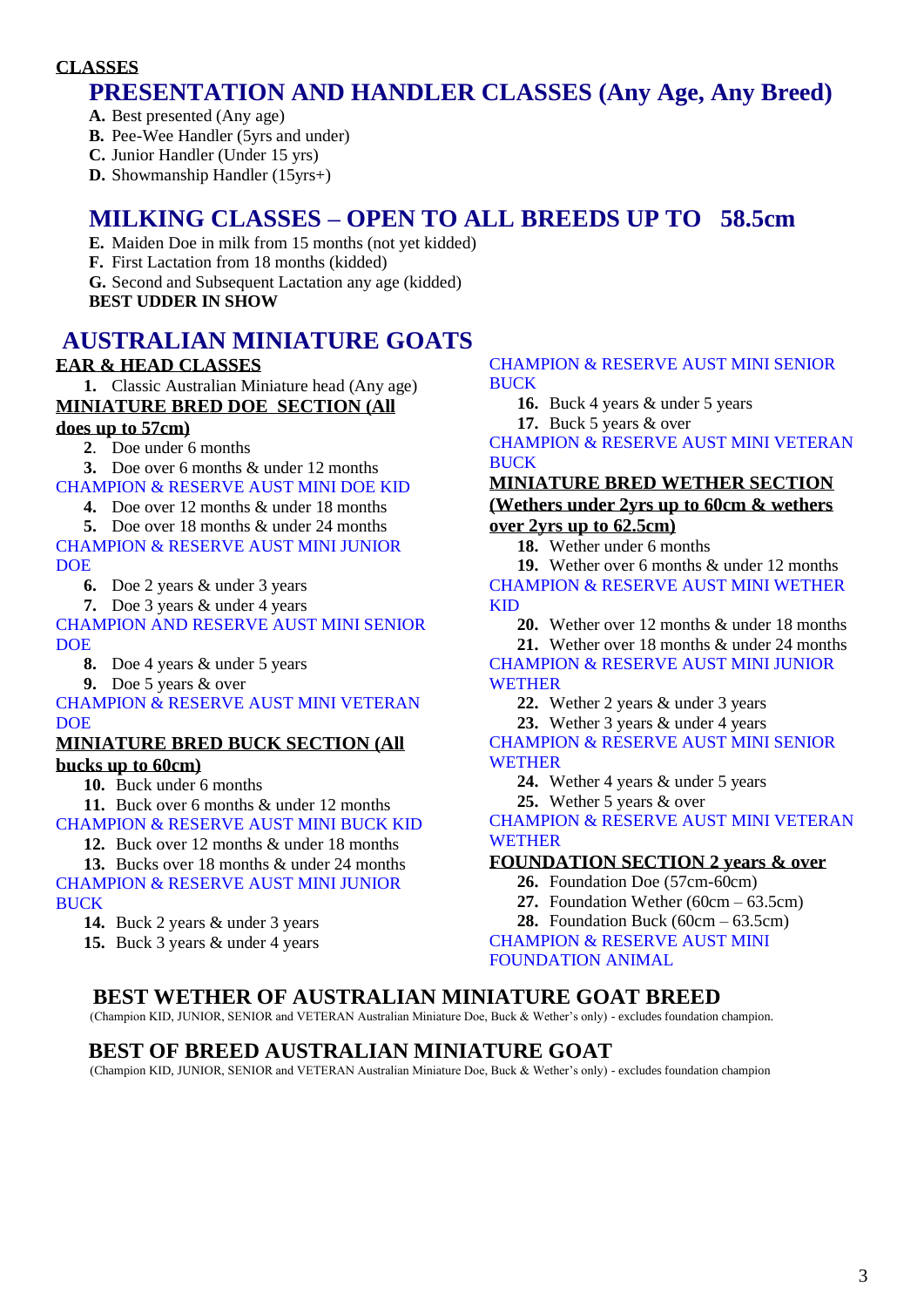**CLASSES**

## PRESENTATION AND HANDLER CLASSES (Any Age, Any Breed)

- **A.** Best presented (Any age)
- **B.** Pee-Wee Handler (5yrs and under)
- **C.** Junior Handler (Under 15 yrs)
- **D.** Showmanship Handler (15yrs+)

## MILKING CLASSES – OPEN TO ALL BREEDS UP TO 58.5cm

- **E.** Maiden Doe in milk from 15 months (not yet kidded)
- **F.** First Lactation from 18 months (kidded)
- **G.** Second and Subsequent Lactation any age (kidded)

**BEST UDDER IN SHOW**

## AUSTRALIAN MINIATURE GOATS

### EAR & HEAD CLASSES

1. Classic Australian Miniature head (Any age)

### MINIATURE BRED DOE SECTION (All does up to 57cm)

2. Doe under 6 months
3. Doe over 6 months & under 12 months

CHAMPION & RESERVE AUST MINI DOE KID

4. Doe over 12 months & under 18 months
5. Doe over 18 months & under 24 months

CHAMPION & RESERVE AUST MINI JUNIOR DOE

6. Doe 2 years & under 3 years
7. Doe 3 years & under 4 years

CHAMPION AND RESERVE AUST MINI SENIOR DOE

8. Doe 4 years & under 5 years
9. Doe 5 years & over

CHAMPION & RESERVE AUST MINI VETERAN DOE

### MINIATURE BRED BUCK SECTION (All bucks up to 60cm)

10. Buck under 6 months
11. Buck over 6 months & under 12 months

CHAMPION & RESERVE AUST MINI BUCK KID

12. Buck over 12 months & under 18 months
13. Bucks over 18 months & under 24 months

CHAMPION & RESERVE AUST MINI JUNIOR BUCK

14. Buck 2 years & under 3 years
15. Buck 3 years & under 4 years

CHAMPION & RESERVE AUST MINI SENIOR BUCK

16. Buck 4 years & under 5 years
17. Buck 5 years & over

CHAMPION & RESERVE AUST MINI VETERAN BUCK

### MINIATURE BRED WETHER SECTION (Wethers under 2yrs up to 60cm & wethers over 2yrs up to 62.5cm)

18. Wether under 6 months
19. Wether over 6 months & under 12 months

CHAMPION & RESERVE AUST MINI WETHER KID

20. Wether over 12 months & under 18 months
21. Wether over 18 months & under 24 months

CHAMPION & RESERVE AUST MINI JUNIOR WETHER

22. Wether 2 years & under 3 years
23. Wether 3 years & under 4 years

CHAMPION & RESERVE AUST MINI SENIOR WETHER

24. Wether 4 years & under 5 years
25. Wether 5 years & over

CHAMPION & RESERVE AUST MINI VETERAN WETHER

### FOUNDATION SECTION 2 years & over

26. Foundation Doe (57cm-60cm)
27. Foundation Wether (60cm – 63.5cm)
28. Foundation Buck (60cm – 63.5cm)

CHAMPION & RESERVE AUST MINI FOUNDATION ANIMAL

## BEST WETHER OF AUSTRALIAN MINIATURE GOAT BREED

(Champion KID, JUNIOR, SENIOR and VETERAN Australian Miniature Doe, Buck & Wether's only) - excludes foundation champion.

## BEST OF BREED AUSTRALIAN MINIATURE GOAT

(Champion KID, JUNIOR, SENIOR and VETERAN Australian Miniature Doe, Buck & Wether's only) - excludes foundation champion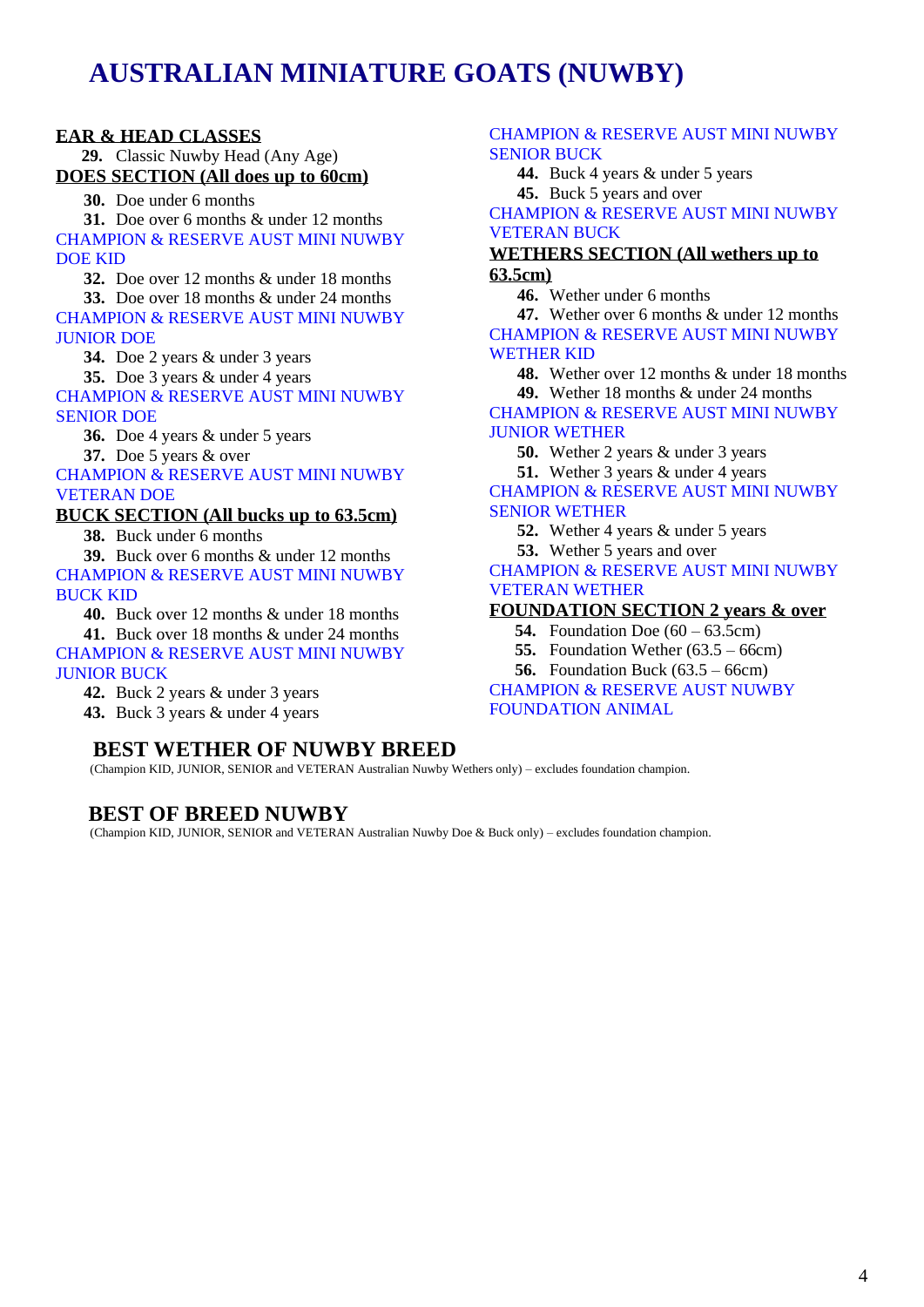# AUSTRALIAN MINIATURE GOATS (NUWBY)

**EAR & HEAD CLASSES**

**29.** Classic Nuwby Head (Any Age)

**DOES SECTION (All does up to 60cm)**

**30.** Doe under 6 months
**31.** Doe over 6 months & under 12 months

CHAMPION & RESERVE AUST MINI NUWBY DOE KID

**32.** Doe over 12 months & under 18 months
**33.** Doe over 18 months & under 24 months

CHAMPION & RESERVE AUST MINI NUWBY JUNIOR DOE

**34.** Doe 2 years & under 3 years
**35.** Doe 3 years & under 4 years

CHAMPION & RESERVE AUST MINI NUWBY SENIOR DOE

**36.** Doe 4 years & under 5 years
**37.** Doe 5 years & over

CHAMPION & RESERVE AUST MINI NUWBY VETERAN DOE

**BUCK SECTION (All bucks up to 63.5cm)**

**38.** Buck under 6 months
**39.** Buck over 6 months & under 12 months

CHAMPION & RESERVE AUST MINI NUWBY BUCK KID

**40.** Buck over 12 months & under 18 months
**41.** Buck over 18 months & under 24 months

CHAMPION & RESERVE AUST MINI NUWBY JUNIOR BUCK

**42.** Buck 2 years & under 3 years
**43.** Buck 3 years & under 4 years

CHAMPION & RESERVE AUST MINI NUWBY SENIOR BUCK

**44.** Buck 4 years & under 5 years
**45.** Buck 5 years and over

CHAMPION & RESERVE AUST MINI NUWBY VETERAN BUCK

**WETHERS SECTION (All wethers up to 63.5cm)**

**46.** Wether under 6 months
**47.** Wether over 6 months & under 12 months

CHAMPION & RESERVE AUST MINI NUWBY WETHER KID

**48.** Wether over 12 months & under 18 months
**49.** Wether 18 months & under 24 months

CHAMPION & RESERVE AUST MINI NUWBY JUNIOR WETHER

**50.** Wether 2 years & under 3 years
**51.** Wether 3 years & under 4 years

CHAMPION & RESERVE AUST MINI NUWBY SENIOR WETHER

**52.** Wether 4 years & under 5 years
**53.** Wether 5 years and over

CHAMPION & RESERVE AUST MINI NUWBY VETERAN WETHER

**FOUNDATION SECTION 2 years & over**

**54.** Foundation Doe (60 – 63.5cm)
**55.** Foundation Wether (63.5 – 66cm)
**56.** Foundation Buck (63.5 – 66cm)

CHAMPION & RESERVE AUST NUWBY FOUNDATION ANIMAL

## BEST WETHER OF NUWBY BREED

(Champion KID, JUNIOR, SENIOR and VETERAN Australian Nuwby Wethers only) – excludes foundation champion.

## BEST OF BREED NUWBY

(Champion KID, JUNIOR, SENIOR and VETERAN Australian Nuwby Doe & Buck only) – excludes foundation champion.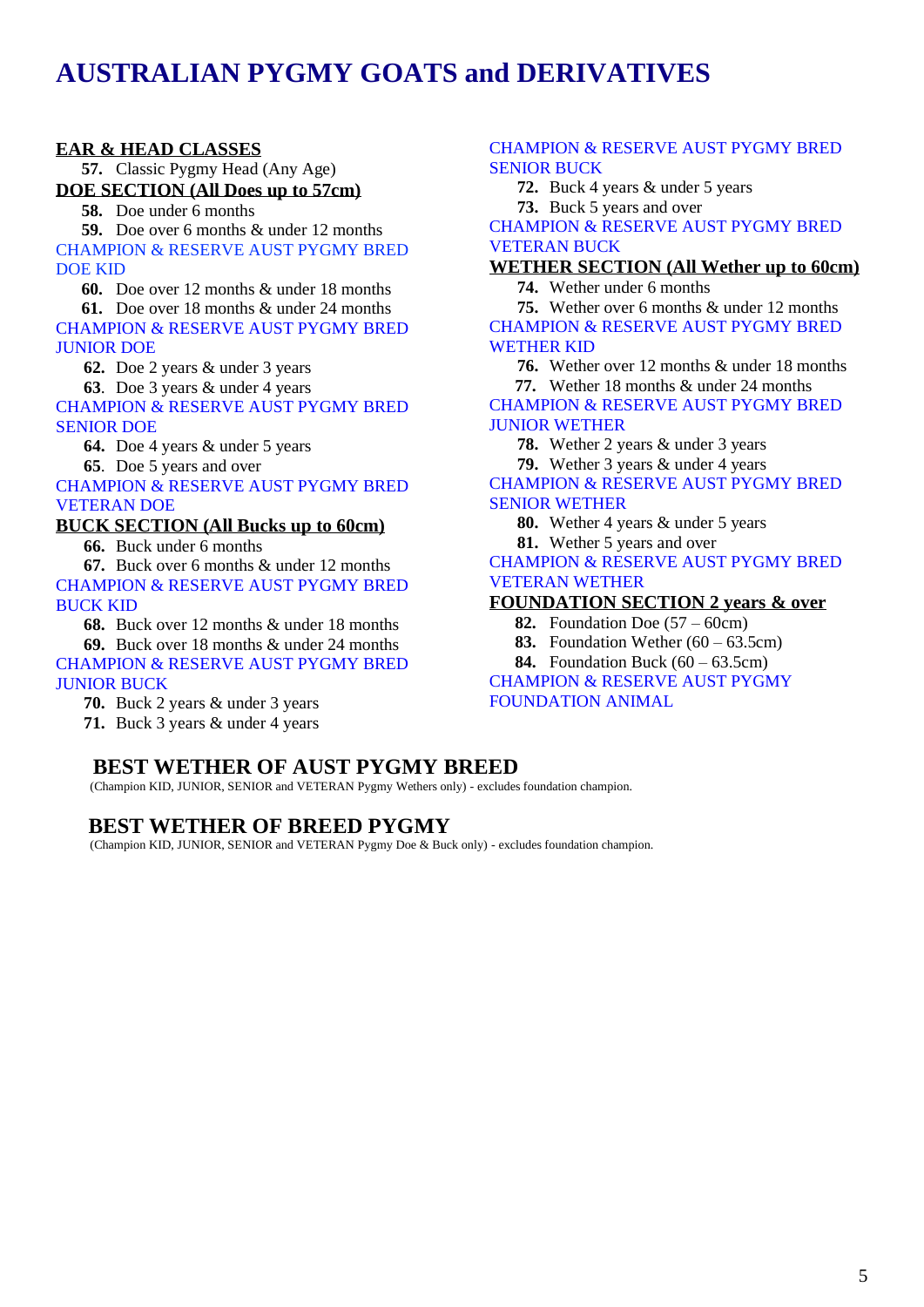# AUSTRALIAN PYGMY GOATS and DERIVATIVES

**EAR & HEAD CLASSES**

**57.** Classic Pygmy Head (Any Age)

**DOE SECTION (All Does up to 57cm)**

**58.** Doe under 6 months
**59.** Doe over 6 months & under 12 months

CHAMPION & RESERVE AUST PYGMY BRED DOE KID

**60.** Doe over 12 months & under 18 months
**61.** Doe over 18 months & under 24 months

CHAMPION & RESERVE AUST PYGMY BRED JUNIOR DOE

**62.** Doe 2 years & under 3 years
**63**. Doe 3 years & under 4 years

CHAMPION & RESERVE AUST PYGMY BRED SENIOR DOE

**64.** Doe 4 years & under 5 years
**65**. Doe 5 years and over

CHAMPION & RESERVE AUST PYGMY BRED VETERAN DOE

**BUCK SECTION (All Bucks up to 60cm)**

**66.** Buck under 6 months
**67.** Buck over 6 months & under 12 months

CHAMPION & RESERVE AUST PYGMY BRED BUCK KID

**68.** Buck over 12 months & under 18 months
**69.** Buck over 18 months & under 24 months

CHAMPION & RESERVE AUST PYGMY BRED JUNIOR BUCK

**70.** Buck 2 years & under 3 years
**71.** Buck 3 years & under 4 years

CHAMPION & RESERVE AUST PYGMY BRED SENIOR BUCK

**72.** Buck 4 years & under 5 years
**73.** Buck 5 years and over

CHAMPION & RESERVE AUST PYGMY BRED VETERAN BUCK

**WETHER SECTION (All Wether up to 60cm)**

**74.** Wether under 6 months
**75.** Wether over 6 months & under 12 months

CHAMPION & RESERVE AUST PYGMY BRED WETHER KID

**76.** Wether over 12 months & under 18 months
**77.** Wether 18 months & under 24 months

CHAMPION & RESERVE AUST PYGMY BRED JUNIOR WETHER

**78.** Wether 2 years & under 3 years
**79.** Wether 3 years & under 4 years

CHAMPION & RESERVE AUST PYGMY BRED SENIOR WETHER

**80.** Wether 4 years & under 5 years
**81.** Wether 5 years and over

CHAMPION & RESERVE AUST PYGMY BRED VETERAN WETHER

**FOUNDATION SECTION 2 years & over**

**82.** Foundation Doe (57 – 60cm)
**83.** Foundation Wether (60 – 63.5cm)
**84.** Foundation Buck (60 – 63.5cm)

CHAMPION & RESERVE AUST PYGMY FOUNDATION ANIMAL

## BEST WETHER OF AUST PYGMY BREED

(Champion KID, JUNIOR, SENIOR and VETERAN Pygmy Wethers only) - excludes foundation champion.

## BEST WETHER OF BREED PYGMY

(Champion KID, JUNIOR, SENIOR and VETERAN Pygmy Doe & Buck only) - excludes foundation champion.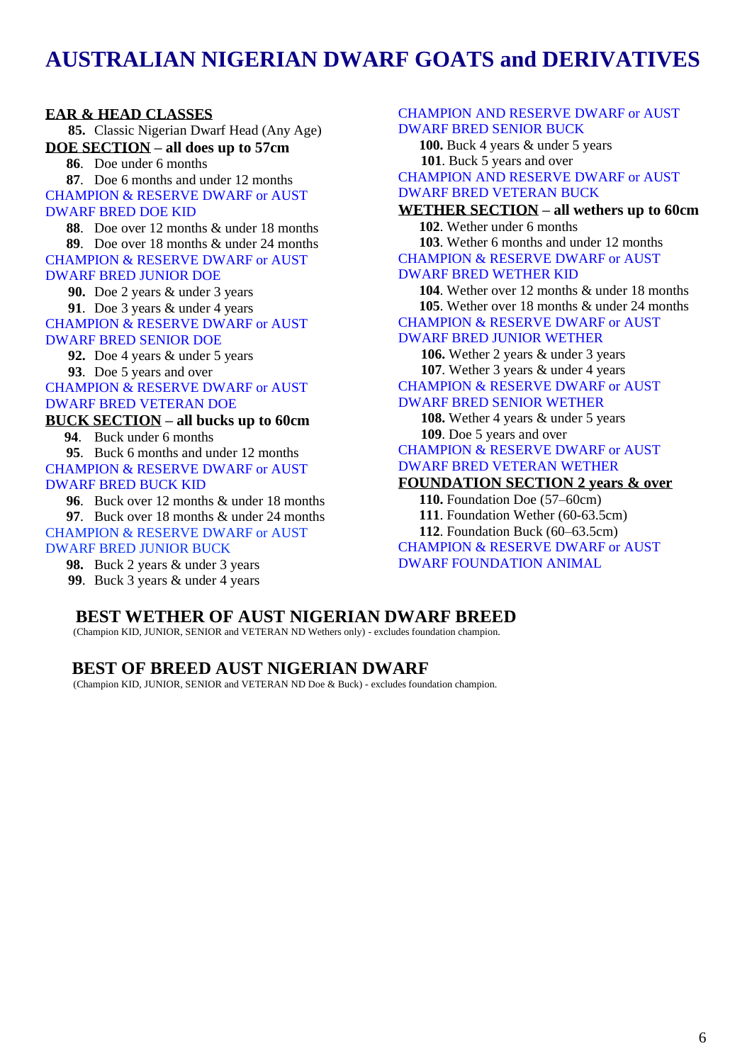# AUSTRALIAN NIGERIAN DWARF GOATS and DERIVATIVES

**EAR & HEAD CLASSES**

**85.** Classic Nigerian Dwarf Head (Any Age)

**DOE SECTION – all does up to 57cm**

**86**. Doe under 6 months

**87**. Doe 6 months and under 12 months

CHAMPION & RESERVE DWARF or AUST DWARF BRED DOE KID

**88**. Doe over 12 months & under 18 months

**89**. Doe over 18 months & under 24 months

CHAMPION & RESERVE DWARF or AUST DWARF BRED JUNIOR DOE

**90.** Doe 2 years & under 3 years

**91**. Doe 3 years & under 4 years

CHAMPION & RESERVE DWARF or AUST DWARF BRED SENIOR DOE

**92.** Doe 4 years & under 5 years

**93**. Doe 5 years and over

CHAMPION & RESERVE DWARF or AUST DWARF BRED VETERAN DOE

**BUCK SECTION – all bucks up to 60cm**

**94**. Buck under 6 months

**95**. Buck 6 months and under 12 months

CHAMPION & RESERVE DWARF or AUST DWARF BRED BUCK KID

**96**. Buck over 12 months & under 18 months

**97**. Buck over 18 months & under 24 months

CHAMPION & RESERVE DWARF or AUST DWARF BRED JUNIOR BUCK

**98.** Buck 2 years & under 3 years

**99**. Buck 3 years & under 4 years

CHAMPION AND RESERVE DWARF or AUST DWARF BRED SENIOR BUCK

**100.** Buck 4 years & under 5 years

**101**. Buck 5 years and over

CHAMPION AND RESERVE DWARF or AUST DWARF BRED VETERAN BUCK

**WETHER SECTION – all wethers up to 60cm**

**102**. Wether under 6 months

**103**. Wether 6 months and under 12 months

CHAMPION & RESERVE DWARF or AUST DWARF BRED WETHER KID

**104**. Wether over 12 months & under 18 months

**105**. Wether over 18 months & under 24 months

CHAMPION & RESERVE DWARF or AUST DWARF BRED JUNIOR WETHER

**106.** Wether 2 years & under 3 years

**107**. Wether 3 years & under 4 years

CHAMPION & RESERVE DWARF or AUST DWARF BRED SENIOR WETHER

**108.** Wether 4 years & under 5 years

**109**. Doe 5 years and over

CHAMPION & RESERVE DWARF or AUST DWARF BRED VETERAN WETHER

**FOUNDATION SECTION 2 years & over**

**110.** Foundation Doe (57–60cm)

**111**. Foundation Wether (60-63.5cm)

**112**. Foundation Buck (60–63.5cm)

CHAMPION & RESERVE DWARF or AUST DWARF FOUNDATION ANIMAL

## BEST WETHER OF AUST NIGERIAN DWARF BREED

(Champion KID, JUNIOR, SENIOR and VETERAN ND Wethers only) - excludes foundation champion.

## BEST OF BREED AUST NIGERIAN DWARF

(Champion KID, JUNIOR, SENIOR and VETERAN ND Doe & Buck) - excludes foundation champion.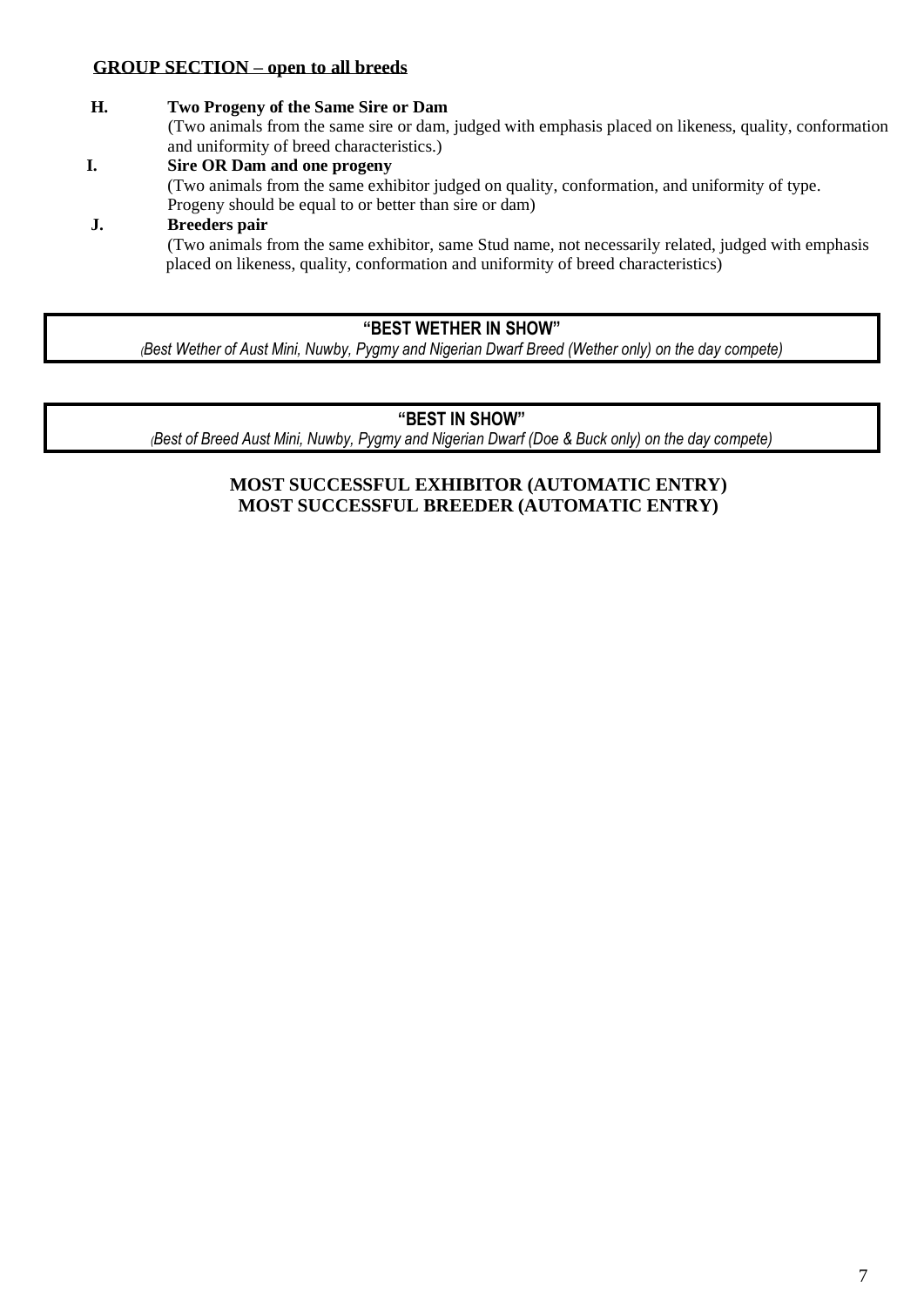## GROUP SECTION – open to all breeds

**H.** **Two Progeny of the Same Sire or Dam**
(Two animals from the same sire or dam, judged with emphasis placed on likeness, quality, conformation and uniformity of breed characteristics.)

**I.** **Sire OR Dam and one progeny**
(Two animals from the same exhibitor judged on quality, conformation, and uniformity of type. Progeny should be equal to or better than sire or dam)

**J.** **Breeders pair**
(Two animals from the same exhibitor, same Stud name, not necessarily related, judged with emphasis placed on likeness, quality, conformation and uniformity of breed characteristics)

**"BEST WETHER IN SHOW"**
*(Best Wether of Aust Mini, Nuwby, Pygmy and Nigerian Dwarf Breed (Wether only) on the day compete)*

**"BEST IN SHOW"**
*(Best of Breed Aust Mini, Nuwby, Pygmy and Nigerian Dwarf (Doe & Buck only) on the day compete)*

**MOST SUCCESSFUL EXHIBITOR (AUTOMATIC ENTRY)**
**MOST SUCCESSFUL BREEDER (AUTOMATIC ENTRY)**